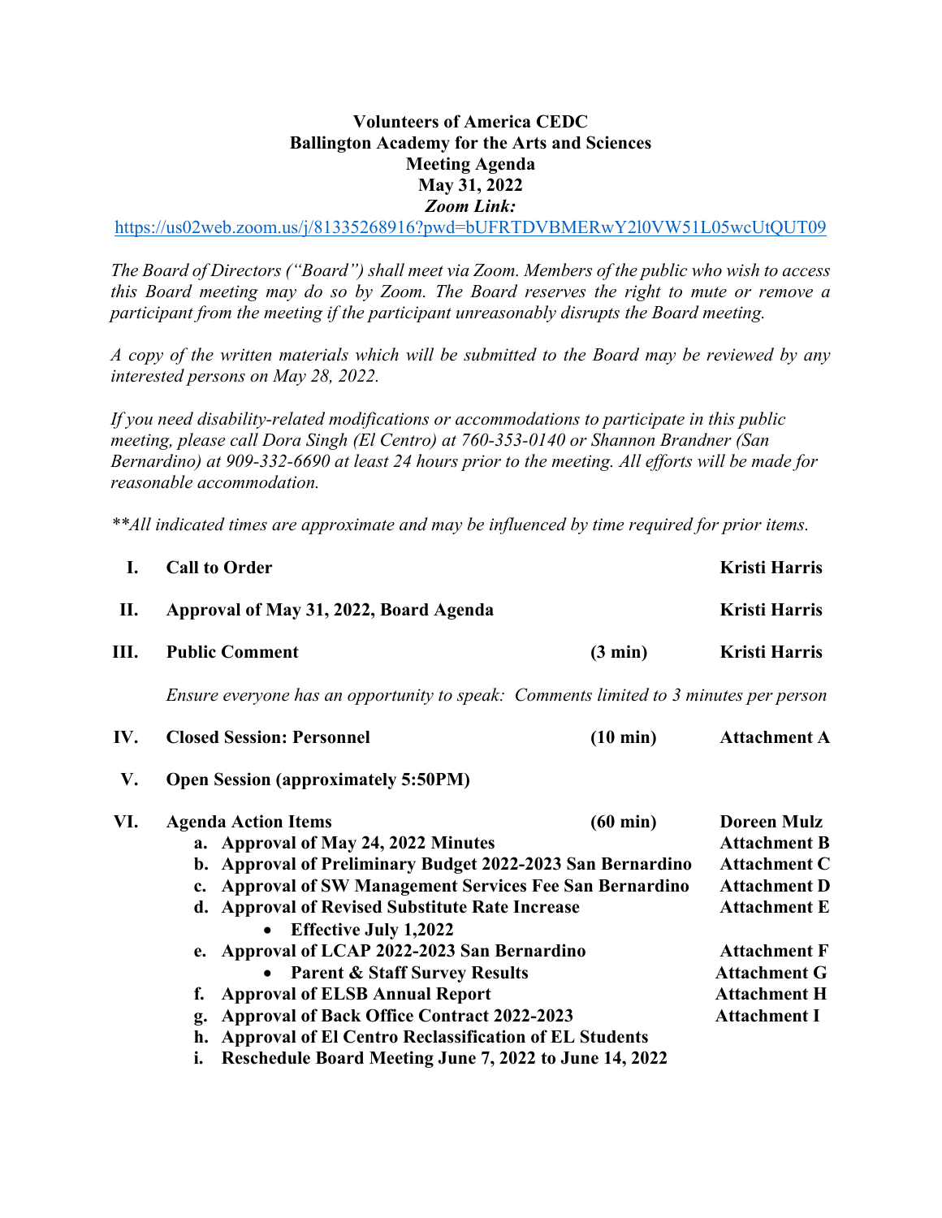**Volunteers of America CEDC**
**Ballington Academy for the Arts and Sciences**
**Meeting Agenda**
**May 31, 2022**
***Zoom Link:***
https://us02web.zoom.us/j/81335268916?pwd=bUFRTDVBMERwY2l0VW51L05wcUtQUT09

*The Board of Directors ("Board") shall meet via Zoom. Members of the public who wish to access this Board meeting may do so by Zoom. The Board reserves the right to mute or remove a participant from the meeting if the participant unreasonably disrupts the Board meeting.*

*A copy of the written materials which will be submitted to the Board may be reviewed by any interested persons on May 28, 2022.*

*If you need disability-related modifications or accommodations to participate in this public meeting, please call Dora Singh (El Centro) at 760-353-0140 or Shannon Brandner (San Bernardino) at 909-332-6690 at least 24 hours prior to the meeting. All efforts will be made for reasonable accommodation.*

*\*\*All indicated times are approximate and may be influenced by time required for prior items.*

| | | | |
|---|---|---|---|
| **I.** | **Call to Order** | | **Kristi Harris** |
| **II.** | **Approval of May 31, 2022, Board Agenda** | | **Kristi Harris** |
| **III.** | **Public Comment** | **(3 min)** | **Kristi Harris** |
| | *Ensure everyone has an opportunity to speak: Comments limited to 3 minutes per person* | | |
| **IV.** | **Closed Session: Personnel** | **(10 min)** | **Attachment A** |
| **V.** | **Open Session (approximately 5:50PM)** | | |
| **VI.** | **Agenda Action Items** | **(60 min)** | **Doreen Mulz** |
| | **a. Approval of May 24, 2022 Minutes** | | **Attachment B** |
| | **b. Approval of Preliminary Budget 2022-2023 San Bernardino** | | **Attachment C** |
| | **c. Approval of SW Management Services Fee San Bernardino** | | **Attachment D** |
| | **d. Approval of Revised Substitute Rate Increase** | | **Attachment E** |
| | • **Effective July 1,2022** | | |
| | **e. Approval of LCAP 2022-2023 San Bernardino** | | **Attachment F** |
| | • **Parent & Staff Survey Results** | | **Attachment G** |
| | **f. Approval of ELSB Annual Report** | | **Attachment H** |
| | **g. Approval of Back Office Contract 2022-2023** | | **Attachment I** |
| | **h. Approval of El Centro Reclassification of EL Students** | | |
| | **i. Reschedule Board Meeting June 7, 2022 to June 14, 2022** | | |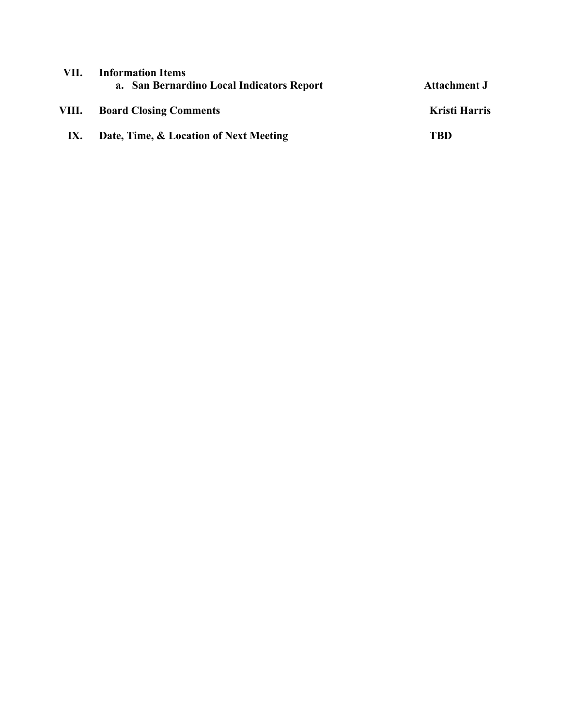**VII. Information Items**

- **a. San Bernardino Local Indicators Report** — **Attachment J**

**VIII. Board Closing Comments** — **Kristi Harris**

**IX. Date, Time, & Location of Next Meeting** — **TBD**